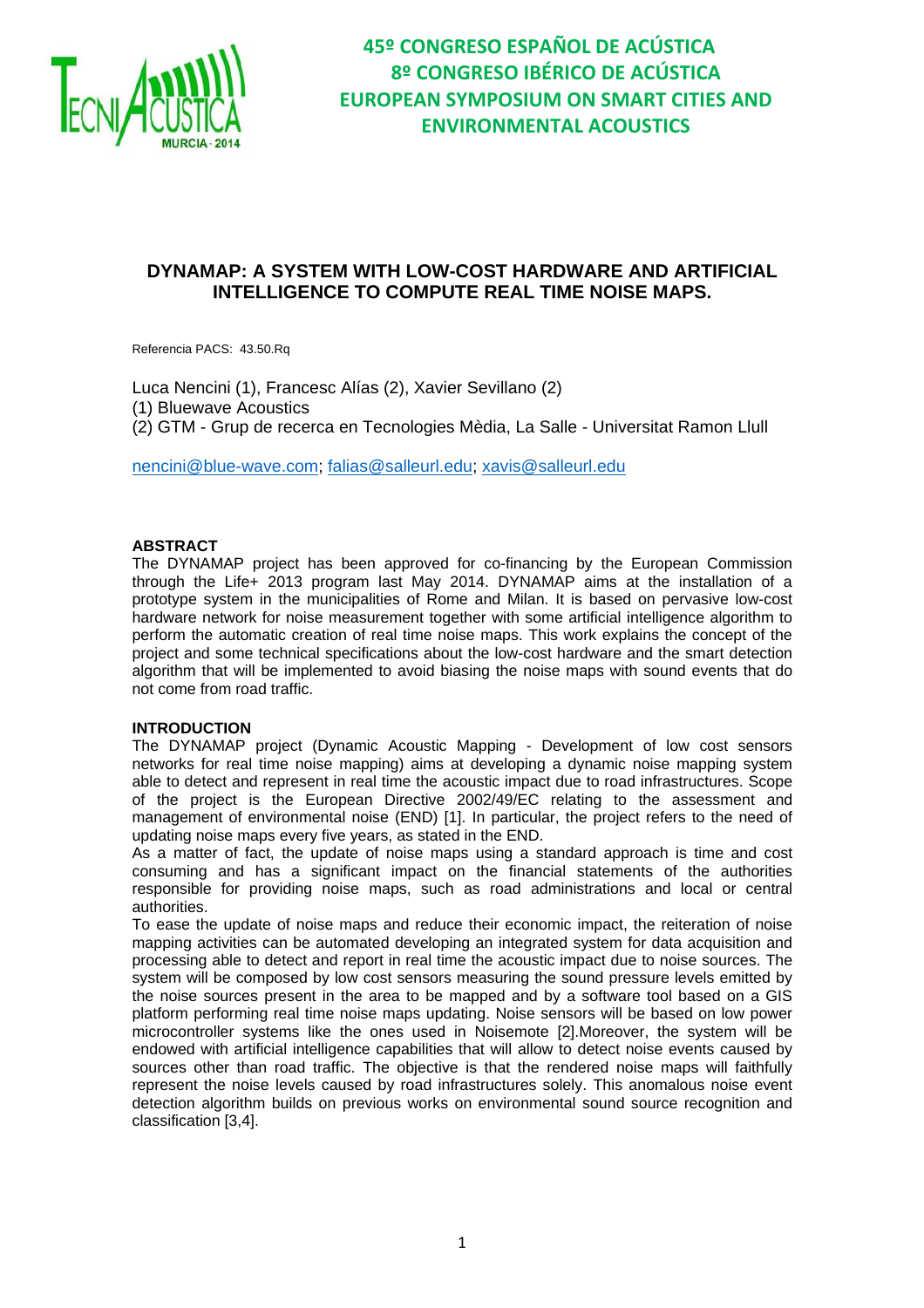# DYNAMAP: A SYSTEM WITH LOW-COST HARDWARE AND ARTIFICIAL INTELLIGENCE TO COMPUTE REAL TIME NOISE MAPS.

Referencia PACS: 43.50.Rq

Luca Nencini (1), Francesc Alías (2), Xavier Sevillano (2)
(1) Bluewave Acoustics
(2) GTM - Grup de recerca en Tecnologies Mèdia, La Salle - Universitat Ramon Llull

nencini@blue-wave.com; falias@salleurl.edu; xavis@salleurl.edu

## ABSTRACT

The DYNAMAP project has been approved for co-financing by the European Commission through the Life+ 2013 program last May 2014. DYNAMAP aims at the installation of a prototype system in the municipalities of Rome and Milan. It is based on pervasive low-cost hardware network for noise measurement together with some artificial intelligence algorithm to perform the automatic creation of real time noise maps. This work explains the concept of the project and some technical specifications about the low-cost hardware and the smart detection algorithm that will be implemented to avoid biasing the noise maps with sound events that do not come from road traffic.

## INTRODUCTION

The DYNAMAP project (Dynamic Acoustic Mapping - Development of low cost sensors networks for real time noise mapping) aims at developing a dynamic noise mapping system able to detect and represent in real time the acoustic impact due to road infrastructures. Scope of the project is the European Directive 2002/49/EC relating to the assessment and management of environmental noise (END) [1]. In particular, the project refers to the need of updating noise maps every five years, as stated in the END.

As a matter of fact, the update of noise maps using a standard approach is time and cost consuming and has a significant impact on the financial statements of the authorities responsible for providing noise maps, such as road administrations and local or central authorities.

To ease the update of noise maps and reduce their economic impact, the reiteration of noise mapping activities can be automated developing an integrated system for data acquisition and processing able to detect and report in real time the acoustic impact due to noise sources. The system will be composed by low cost sensors measuring the sound pressure levels emitted by the noise sources present in the area to be mapped and by a software tool based on a GIS platform performing real time noise maps updating. Noise sensors will be based on low power microcontroller systems like the ones used in Noisemote [2].Moreover, the system will be endowed with artificial intelligence capabilities that will allow to detect noise events caused by sources other than road traffic. The objective is that the rendered noise maps will faithfully represent the noise levels caused by road infrastructures solely. This anomalous noise event detection algorithm builds on previous works on environmental sound source recognition and classification [3,4].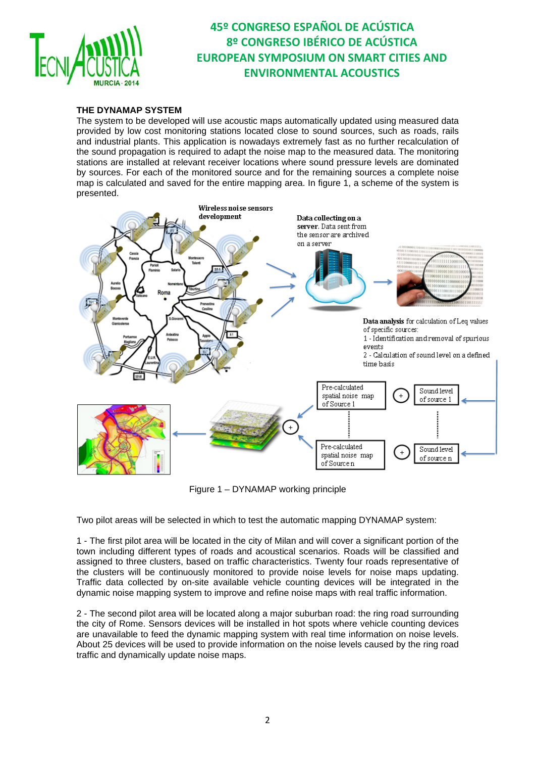## THE DYNAMAP SYSTEM

The system to be developed will use acoustic maps automatically updated using measured data provided by low cost monitoring stations located close to sound sources, such as roads, rails and industrial plants. This application is nowadays extremely fast as no further recalculation of the sound propagation is required to adapt the noise map to the measured data. The monitoring stations are installed at relevant receiver locations where sound pressure levels are dominated by sources. For each of the monitored source and for the remaining sources a complete noise map is calculated and saved for the entire mapping area. In figure 1, a scheme of the system is presented.

Figure 1 – DYNAMAP working principle

Two pilot areas will be selected in which to test the automatic mapping DYNAMAP system:

1 - The first pilot area will be located in the city of Milan and will cover a significant portion of the town including different types of roads and acoustical scenarios. Roads will be classified and assigned to three clusters, based on traffic characteristics. Twenty four roads representative of the clusters will be continuously monitored to provide noise levels for noise maps updating. Traffic data collected by on-site available vehicle counting devices will be integrated in the dynamic noise mapping system to improve and refine noise maps with real traffic information.

2 - The second pilot area will be located along a major suburban road: the ring road surrounding the city of Rome. Sensors devices will be installed in hot spots where vehicle counting devices are unavailable to feed the dynamic mapping system with real time information on noise levels. About 25 devices will be used to provide information on the noise levels caused by the ring road traffic and dynamically update noise maps.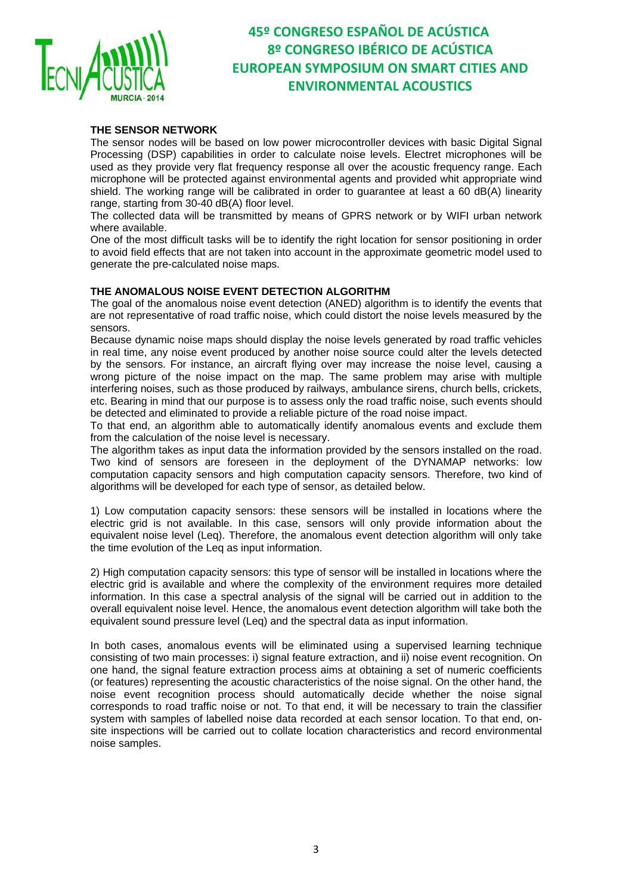## THE SENSOR NETWORK

The sensor nodes will be based on low power microcontroller devices with basic Digital Signal Processing (DSP) capabilities in order to calculate noise levels. Electret microphones will be used as they provide very flat frequency response all over the acoustic frequency range. Each microphone will be protected against environmental agents and provided whit appropriate wind shield. The working range will be calibrated in order to guarantee at least a 60 dB(A) linearity range, starting from 30-40 dB(A) floor level.

The collected data will be transmitted by means of GPRS network or by WIFI urban network where available.

One of the most difficult tasks will be to identify the right location for sensor positioning in order to avoid field effects that are not taken into account in the approximate geometric model used to generate the pre-calculated noise maps.

## THE ANOMALOUS NOISE EVENT DETECTION ALGORITHM

The goal of the anomalous noise event detection (ANED) algorithm is to identify the events that are not representative of road traffic noise, which could distort the noise levels measured by the sensors.

Because dynamic noise maps should display the noise levels generated by road traffic vehicles in real time, any noise event produced by another noise source could alter the levels detected by the sensors. For instance, an aircraft flying over may increase the noise level, causing a wrong picture of the noise impact on the map. The same problem may arise with multiple interfering noises, such as those produced by railways, ambulance sirens, church bells, crickets, etc. Bearing in mind that our purpose is to assess only the road traffic noise, such events should be detected and eliminated to provide a reliable picture of the road noise impact.

To that end, an algorithm able to automatically identify anomalous events and exclude them from the calculation of the noise level is necessary.

The algorithm takes as input data the information provided by the sensors installed on the road. Two kind of sensors are foreseen in the deployment of the DYNAMAP networks: low computation capacity sensors and high computation capacity sensors. Therefore, two kind of algorithms will be developed for each type of sensor, as detailed below.

1) Low computation capacity sensors: these sensors will be installed in locations where the electric grid is not available. In this case, sensors will only provide information about the equivalent noise level (Leq). Therefore, the anomalous event detection algorithm will only take the time evolution of the Leq as input information.

2) High computation capacity sensors: this type of sensor will be installed in locations where the electric grid is available and where the complexity of the environment requires more detailed information. In this case a spectral analysis of the signal will be carried out in addition to the overall equivalent noise level. Hence, the anomalous event detection algorithm will take both the equivalent sound pressure level (Leq) and the spectral data as input information.

In both cases, anomalous events will be eliminated using a supervised learning technique consisting of two main processes: i) signal feature extraction, and ii) noise event recognition. On one hand, the signal feature extraction process aims at obtaining a set of numeric coefficients (or features) representing the acoustic characteristics of the noise signal. On the other hand, the noise event recognition process should automatically decide whether the noise signal corresponds to road traffic noise or not. To that end, it will be necessary to train the classifier system with samples of labelled noise data recorded at each sensor location. To that end, on-site inspections will be carried out to collate location characteristics and record environmental noise samples.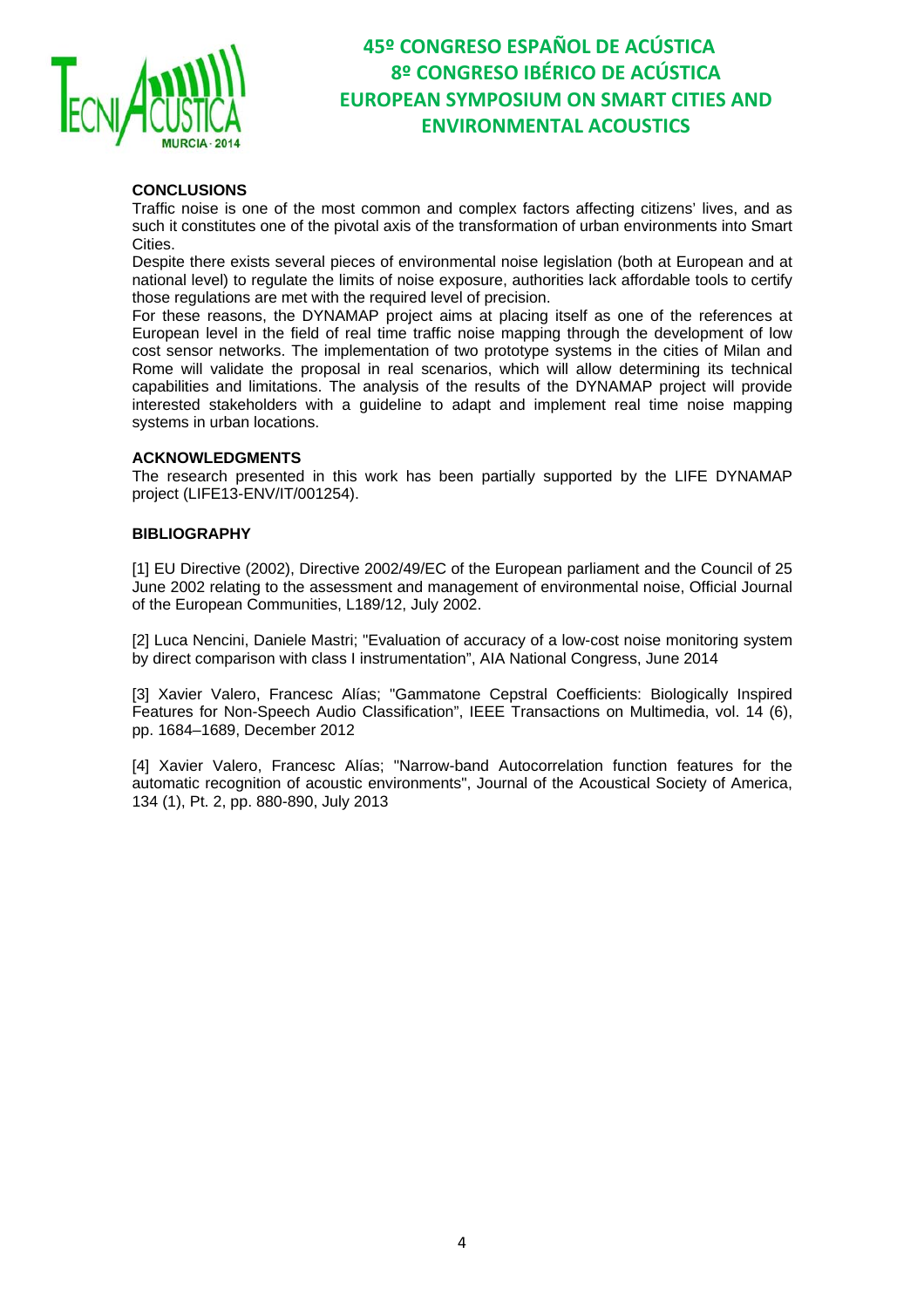## CONCLUSIONS

Traffic noise is one of the most common and complex factors affecting citizens' lives, and as such it constitutes one of the pivotal axis of the transformation of urban environments into Smart Cities.

Despite there exists several pieces of environmental noise legislation (both at European and at national level) to regulate the limits of noise exposure, authorities lack affordable tools to certify those regulations are met with the required level of precision.

For these reasons, the DYNAMAP project aims at placing itself as one of the references at European level in the field of real time traffic noise mapping through the development of low cost sensor networks. The implementation of two prototype systems in the cities of Milan and Rome will validate the proposal in real scenarios, which will allow determining its technical capabilities and limitations. The analysis of the results of the DYNAMAP project will provide interested stakeholders with a guideline to adapt and implement real time noise mapping systems in urban locations.

## ACKNOWLEDGMENTS

The research presented in this work has been partially supported by the LIFE DYNAMAP project (LIFE13-ENV/IT/001254).

## BIBLIOGRAPHY

[1] EU Directive (2002), Directive 2002/49/EC of the European parliament and the Council of 25 June 2002 relating to the assessment and management of environmental noise, Official Journal of the European Communities, L189/12, July 2002.

[2] Luca Nencini, Daniele Mastri; "Evaluation of accuracy of a low-cost noise monitoring system by direct comparison with class I instrumentation", AIA National Congress, June 2014

[3] Xavier Valero, Francesc Alías; "Gammatone Cepstral Coefficients: Biologically Inspired Features for Non-Speech Audio Classification", IEEE Transactions on Multimedia, vol. 14 (6), pp. 1684–1689, December 2012

[4] Xavier Valero, Francesc Alías; "Narrow-band Autocorrelation function features for the automatic recognition of acoustic environments", Journal of the Acoustical Society of America, 134 (1), Pt. 2, pp. 880-890, July 2013